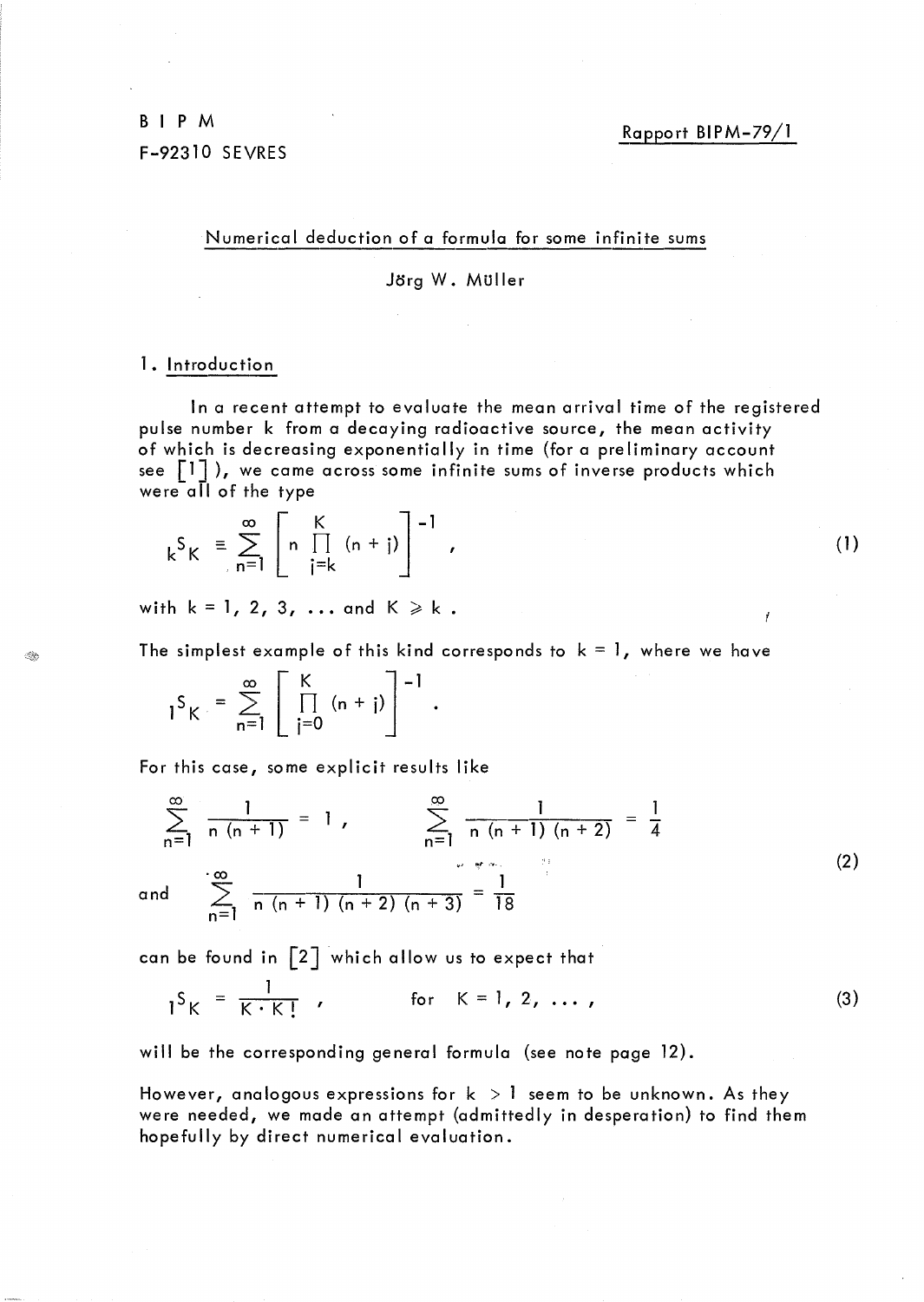B I P M

F-92310 SEVRES

Rapport BIPM-79/1

## Numerical deduction of a formula for some infinite sums

Jörg W. Müller

### 1. Introduction

In a recent attempt to evaluate the mean arrival time of the registered pulse number k from a decaying radioactive source, the mean activity of which is decreasing exponentially in time (for a preliminary account see [1]), we came across some infinite sums of inverse products which were all of the type

$$ {}_kS_K \equiv \sum_{n=1}^{\infty} \left[ n \prod_{j=k}^{K} (n+j) \right]^{-1} , \tag{1} $$

with $k = 1, 2, 3, \ldots$ and $K \geqslant k$ .

The simplest example of this kind corresponds to $k = 1$, where we have

$$ {}_1S_K = \sum_{n=1}^{\infty} \left[ \prod_{j=0}^{K} (n+j) \right]^{-1} . $$

For this case, some explicit results like

$$ \sum_{n=1}^{\infty} \frac{1}{n(n+1)} = 1 , \qquad \sum_{n=1}^{\infty} \frac{1}{n(n+1)(n+2)} = \frac{1}{4} $$

$$ \text{and} \quad \sum_{n=1}^{\infty} \frac{1}{n(n+1)(n+2)(n+3)} = \frac{1}{18} \tag{2} $$

can be found in [2] which allow us to expect that

$$ {}_1S_K = \frac{1}{K \cdot K!} , \qquad \text{for} \quad K = 1, 2, \ldots , \tag{3} $$

will be the corresponding general formula (see note page 12).

However, analogous expressions for $k > 1$ seem to be unknown. As they were needed, we made an attempt (admittedly in desperation) to find them hopefully by direct numerical evaluation.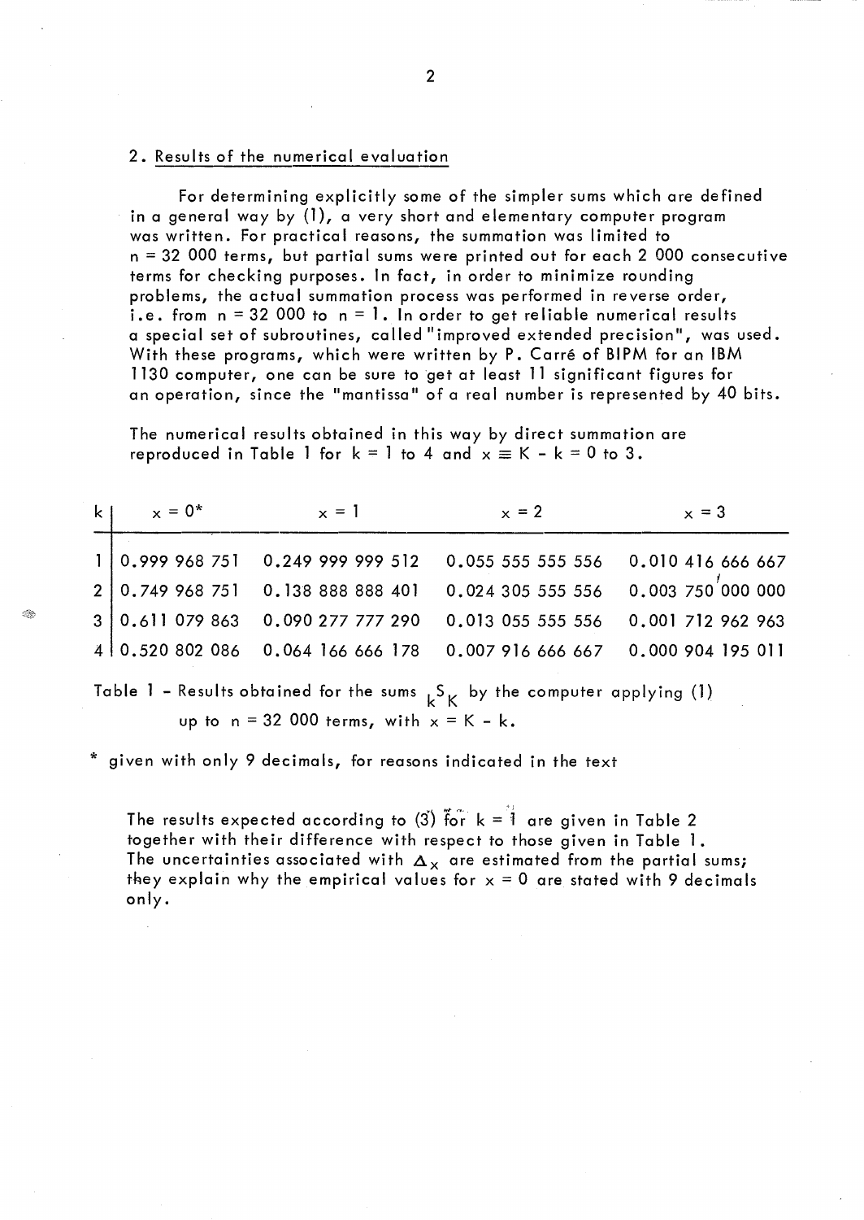## 2. Results of the numerical evaluation

For determining explicitly some of the simpler sums which are defined in a general way by (1), a very short and elementary computer program was written. For practical reasons, the summation was limited to $n = 32\,000$ terms, but partial sums were printed out for each 2 000 consecutive terms for checking purposes. In fact, in order to minimize rounding problems, the actual summation process was performed in reverse order, i.e. from $n = 32\,000$ to $n = 1$. In order to get reliable numerical results a special set of subroutines, called "improved extended precision", was used. With these programs, which were written by P. Carré of BIPM for an IBM 1130 computer, one can be sure to get at least 11 significant figures for an operation, since the "mantissa" of a real number is represented by 40 bits.

The numerical results obtained in this way by direct summation are reproduced in Table 1 for $k = 1$ to 4 and $x \equiv K - k = 0$ to 3.

| k | $x = 0$* | $x = 1$ | $x = 2$ | $x = 3$ |
|---|---|---|---|---|
| 1 | 0.999 968 751 | 0.249 999 999 512 | 0.055 555 555 556 | 0.010 416 666 667 |
| 2 | 0.749 968 751 | 0.138 888 888 401 | 0.024 305 555 556 | 0.003 750 000 000 |
| 3 | 0.611 079 863 | 0.090 277 777 290 | 0.013 055 555 556 | 0.001 712 962 963 |
| 4 | 0.520 802 086 | 0.064 166 666 178 | 0.007 916 666 667 | 0.000 904 195 011 |

Table 1 – Results obtained for the sums ${}_kS_K$ by the computer applying (1) up to $n = 32\,000$ terms, with $x = K - k$.

\* given with only 9 decimals, for reasons indicated in the text

The results expected according to (3) for $k = 1$ are given in Table 2 together with their difference with respect to those given in Table 1. The uncertainties associated with $\Delta_x$ are estimated from the partial sums; they explain why the empirical values for $x = 0$ are stated with 9 decimals only.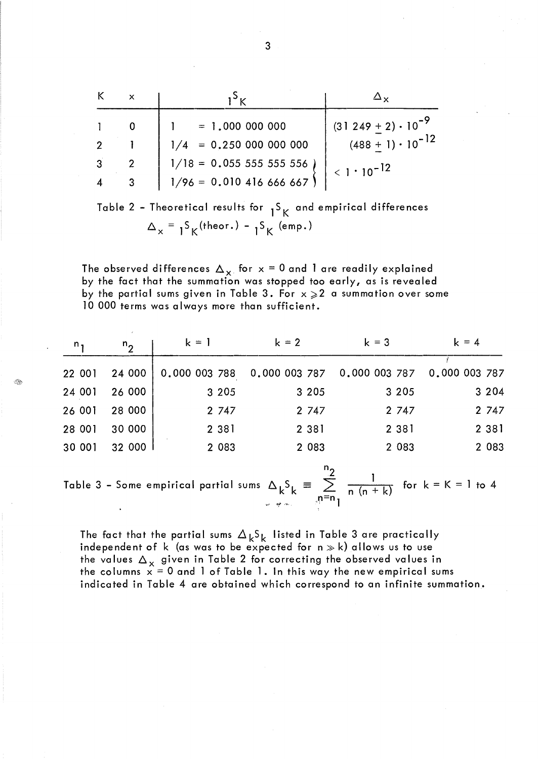| K | x | ${}_1S_K$ | $\Delta_x$ |
|---|---|---|---|
| 1 | 0 | 1 = 1.000 000 000 | $(31\,249 \pm 2) \cdot 10^{-9}$ |
| 2 | 1 | 1/4 = 0.250 000 000 000 | $(488 \pm 1) \cdot 10^{-12}$ |
| 3 | 2 | 1/18 = 0.055 555 555 556 | $< 1 \cdot 10^{-12}$ |
| 4 | 3 | 1/96 = 0.010 416 666 667 | |

Table 2 - Theoretical results for ${}_1S_K$ and empirical differences $\Delta_x = {}_1S_K(\text{theor.}) - {}_1S_K\ (\text{emp.})$

The observed differences $\Delta_x$ for $x = 0$ and 1 are readily explained by the fact that the summation was stopped too early, as is revealed by the partial sums given in Table 3. For $x \geqslant 2$ a summation over some 10 000 terms was always more than sufficient.

| $n_1$ | $n_2$ | k = 1 | k = 2 | k = 3 | k = 4 |
|---|---|---|---|---|---|
| 22 001 | 24 000 | 0.000 003 788 | 0.000 003 787 | 0.000 003 787 | 0.000 003 787 |
| 24 001 | 26 000 | 3 205 | 3 205 | 3 205 | 3 204 |
| 26 001 | 28 000 | 2 747 | 2 747 | 2 747 | 2 747 |
| 28 001 | 30 000 | 2 381 | 2 381 | 2 381 | 2 381 |
| 30 001 | 32 000 | 2 083 | 2 083 | 2 083 | 2 083 |

Table 3 - Some empirical partial sums $\Delta_k S_k \equiv \sum_{n=n_1}^{n_2} \frac{1}{n\,(n+k)}$ for k = K = 1 to 4

The fact that the partial sums $\Delta_k S_k$ listed in Table 3 are practically independent of $k$ (as was to be expected for $n \gg k$) allows us to use the values $\Delta_x$ given in Table 2 for correcting the observed values in the columns $x = 0$ and 1 of Table 1. In this way the new empirical sums indicated in Table 4 are obtained which correspond to an infinite summation.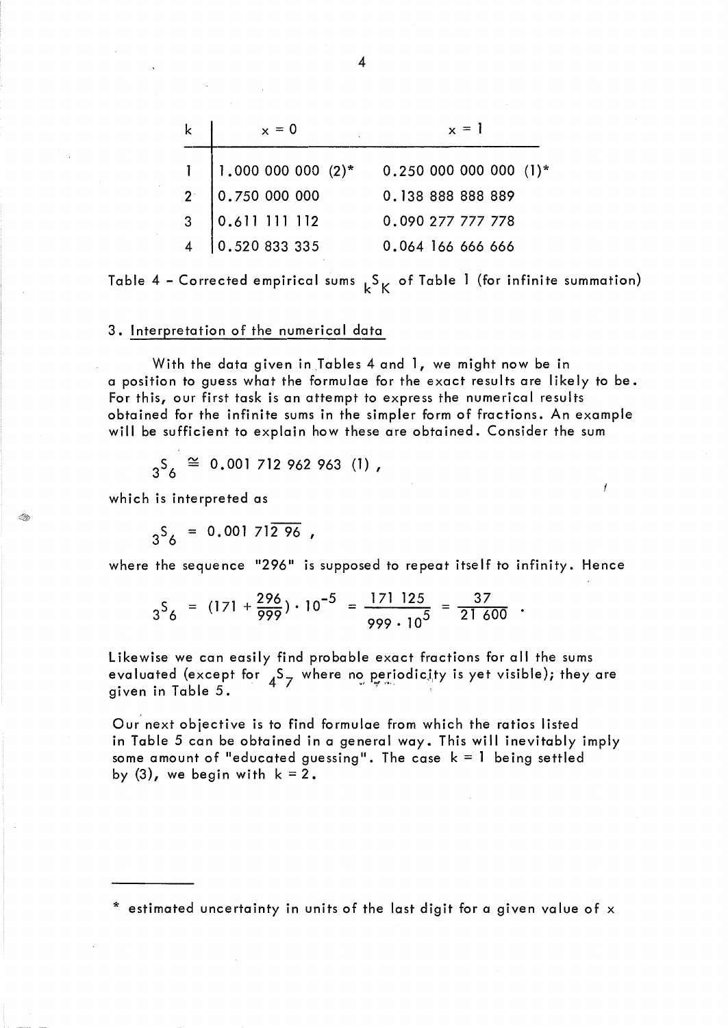| k | x = 0 | x = 1 |
|---|---|---|
| 1 | 1.000 000 000 (2)* | 0.250 000 000 000 (1)* |
| 2 | 0.750 000 000 | 0.138 888 888 889 |
| 3 | 0.611 111 112 | 0.090 277 777 778 |
| 4 | 0.520 833 335 | 0.064 166 666 666 |

Table 4 – Corrected empirical sums ${}_kS_K$ of Table 1 (for infinite summation)

## 3. Interpretation of the numerical data

With the data given in Tables 4 and 1, we might now be in a position to guess what the formulae for the exact results are likely to be. For this, our first task is an attempt to express the numerical results obtained for the infinite sums in the simpler form of fractions. An example will be sufficient to explain how these are obtained. Consider the sum

$$ {}_3S_6 \cong 0.001\,712\,962\,963 \ (1) , $$

which is interpreted as

$$ {}_3S_6 = 0.001\,71\overline{2\,96} , $$

where the sequence "296" is supposed to repeat itself to infinity. Hence

$$ {}_3S_6 = (171 + \frac{296}{999}) \cdot 10^{-5} = \frac{171\,125}{999 \cdot 10^5} = \frac{37}{21\,600} . $$

Likewise we can easily find probable exact fractions for all the sums evaluated (except for ${}_4S_7$ where no periodicity is yet visible); they are given in Table 5.

Our next objective is to find formulae from which the ratios listed in Table 5 can be obtained in a general way. This will inevitably imply some amount of "educated guessing". The case $k = 1$ being settled by (3), we begin with $k = 2$.

---

\* estimated uncertainty in units of the last digit for a given value of x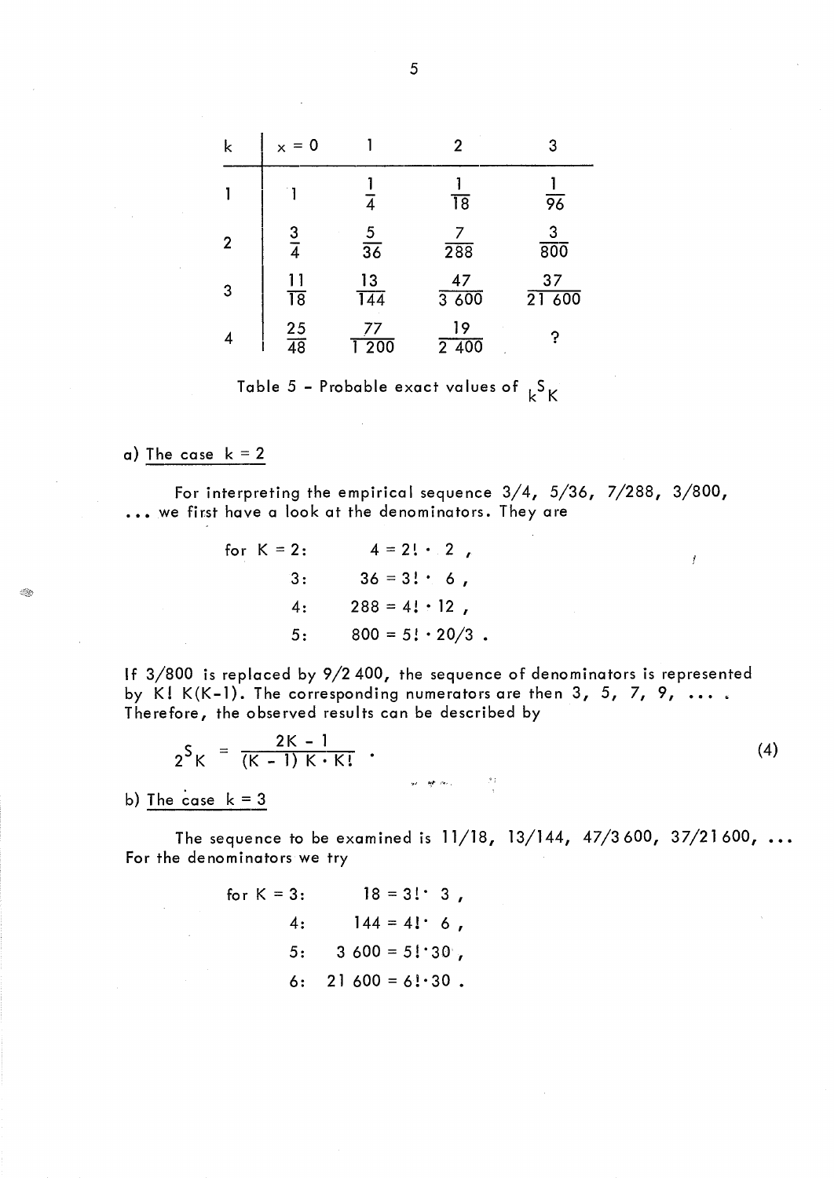| k | x = 0 | 1 | 2 | 3 |
|---|---|---|---|---|
| 1 | 1 | $\frac{1}{4}$ | $\frac{1}{18}$ | $\frac{1}{96}$ |
| 2 | $\frac{3}{4}$ | $\frac{5}{36}$ | $\frac{7}{288}$ | $\frac{3}{800}$ |
| 3 | $\frac{11}{18}$ | $\frac{13}{144}$ | $\frac{47}{3\,600}$ | $\frac{37}{21\,600}$ |
| 4 | $\frac{25}{48}$ | $\frac{77}{1\,200}$ | $\frac{19}{2\,400}$ | ? |

Table 5 – Probable exact values of ${}_kS_K$

a) The case $k = 2$

For interpreting the empirical sequence 3/4, 5/36, 7/288, 3/800, ... we first have a look at the denominators. They are

$$
\begin{aligned}
\text{for } K = 2: &\quad 4 = 2! \cdot 2\,, \\
3: &\quad 36 = 3! \cdot 6\,, \\
4: &\quad 288 = 4! \cdot 12\,, \\
5: &\quad 800 = 5! \cdot 20/3\,.
\end{aligned}
$$

If 3/800 is replaced by 9/2 400, the sequence of denominators is represented by $K!\,K(K-1)$. The corresponding numerators are then 3, 5, 7, 9, ... . Therefore, the observed results can be described by

$$
{}_2S_K = \frac{2K-1}{(K-1)\,K \cdot K!}\,. \tag{4}
$$

b) The case $k = 3$

The sequence to be examined is 11/18, 13/144, 47/3 600, 37/21 600, ... For the denominators we try

$$
\begin{aligned}
\text{for } K = 3: &\quad 18 = 3! \cdot 3\,, \\
4: &\quad 144 = 4! \cdot 6\,, \\
5: &\quad 3\,600 = 5! \cdot 30\,, \\
6: &\quad 21\,600 = 6! \cdot 30\,.
\end{aligned}
$$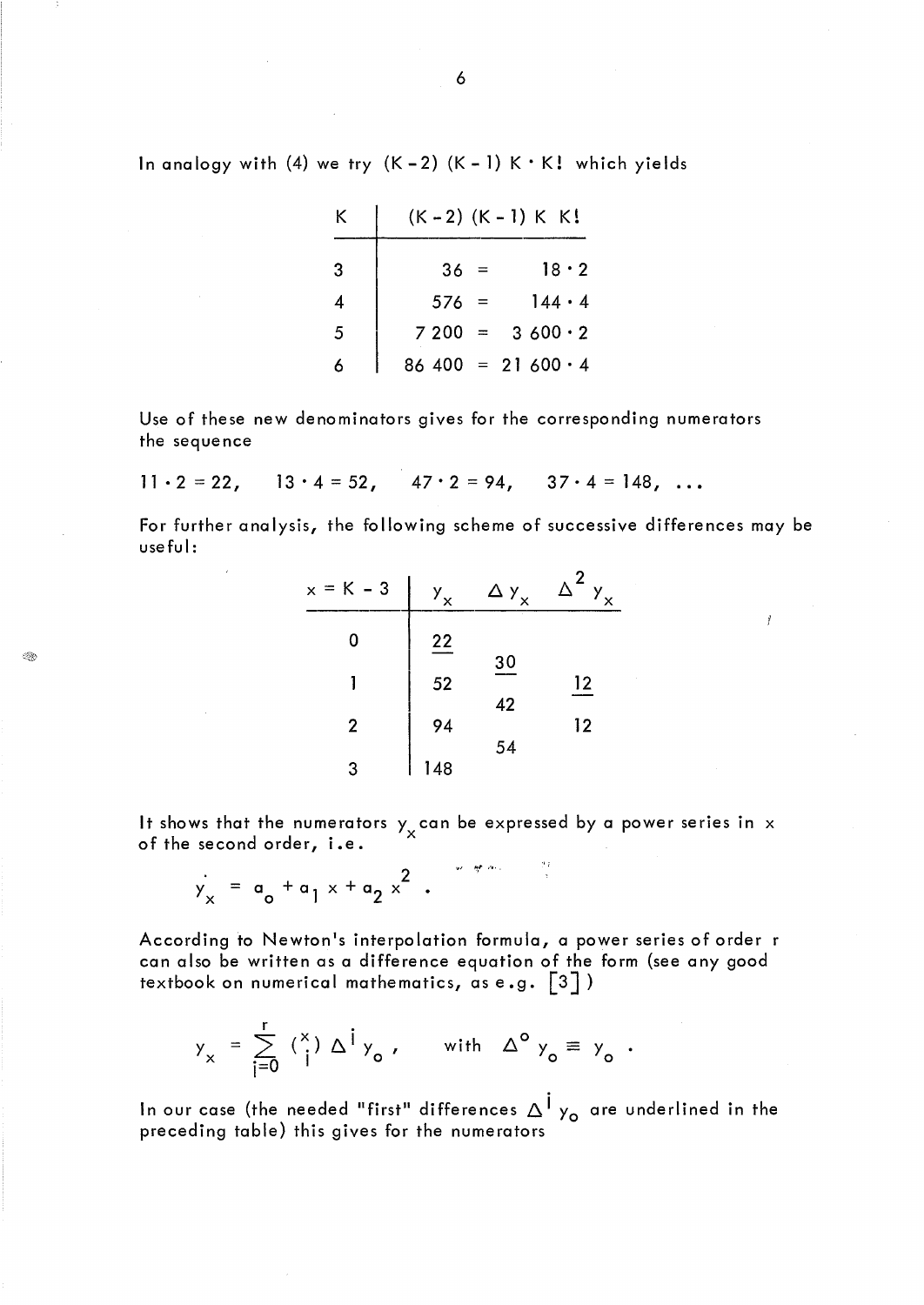In analogy with (4) we try $(K-2)(K-1) K \cdot K!$ which yields

| $K$ | $(K-2)(K-1)\,K\,K!$ |
|---|---|
| 3 | $36 = 18 \cdot 2$ |
| 4 | $576 = 144 \cdot 4$ |
| 5 | $7\,200 = 3\,600 \cdot 2$ |
| 6 | $86\,400 = 21\,600 \cdot 4$ |

Use of these new denominators gives for the corresponding numerators the sequence

$$11 \cdot 2 = 22, \quad 13 \cdot 4 = 52, \quad 47 \cdot 2 = 94, \quad 37 \cdot 4 = 148, \; \ldots$$

For further analysis, the following scheme of successive differences may be useful:

| $x = K - 3$ | $y_x$ | $\Delta y_x$ | $\Delta^2 y_x$ |
|---|---|---|---|
| 0 | <u>22</u> | | |
| | | <u>30</u> | |
| 1 | 52 | | <u>12</u> |
| | | 42 | |
| 2 | 94 | | 12 |
| | | 54 | |
| 3 | 148 | | |

It shows that the numerators $y_x$ can be expressed by a power series in $x$ of the second order, i.e.

$$y_x = a_o + a_1 x + a_2 x^2 \; .$$

According to Newton's interpolation formula, a power series of order $r$ can also be written as a difference equation of the form (see any good textbook on numerical mathematics, as e.g. [3])

$$y_x = \sum_{i=0}^{r} \binom{x}{i} \Delta^i y_o \, , \qquad \text{with} \;\; \Delta^o y_o \equiv y_o \; .$$

In our case (the needed "first" differences $\Delta^i y_o$ are underlined in the preceding table) this gives for the numerators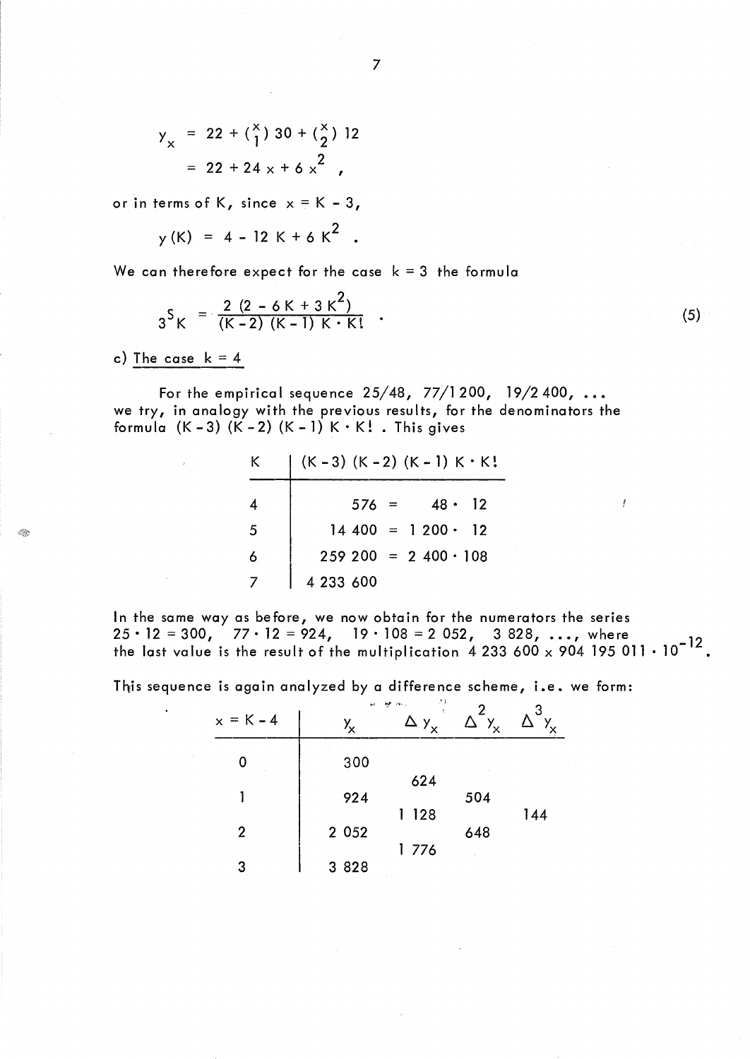$$y_x = 22 + \binom{x}{1} 30 + \binom{x}{2} 12$$
$$= 22 + 24\,x + 6\,x^2 \;,$$

or in terms of K, since $x = K - 3$,

$$y(K) = 4 - 12\,K + 6\,K^2 \;.$$

We can therefore expect for the case $k = 3$ the formula

$$_3S_K = \frac{2\,(2 - 6\,K + 3\,K^2)}{(K-2)\,(K-1)\,K \cdot K!} \;. \tag{5}$$

c) <u>The case $k = 4$</u>

For the empirical sequence 25/48, 77/1 200, 19/2 400, ... we try, in analogy with the previous results, for the denominators the formula $(K-3)\,(K-2)\,(K-1)\,K \cdot K!$ . This gives

| K | $(K-3)\,(K-2)\,(K-1)\,K \cdot K!$ |
|---|---|
| 4 | $576 = 48 \cdot 12$ |
| 5 | $14\,400 = 1\,200 \cdot 12$ |
| 6 | $259\,200 = 2\,400 \cdot 108$ |
| 7 | $4\,233\,600$ |

In the same way as before, we now obtain for the numerators the series $25 \cdot 12 = 300$, $77 \cdot 12 = 924$, $19 \cdot 108 = 2\,052$, $3\,828$, ..., where the last value is the result of the multiplication $4\,233\,600 \times 904\,195\,011 \cdot 10^{-12}$.

This sequence is again analyzed by a difference scheme, i.e. we form:

| $x = K - 4$ | $y_x$ | $\Delta y_x$ | $\Delta^2 y_x$ | $\Delta^3 y_x$ |
|---|---|---|---|---|
| 0 | 300 | | | |
| | | 624 | | |
| 1 | 924 | | 504 | |
| | | 1 128 | | 144 |
| 2 | 2 052 | | 648 | |
| | | 1 776 | | |
| 3 | 3 828 | | | |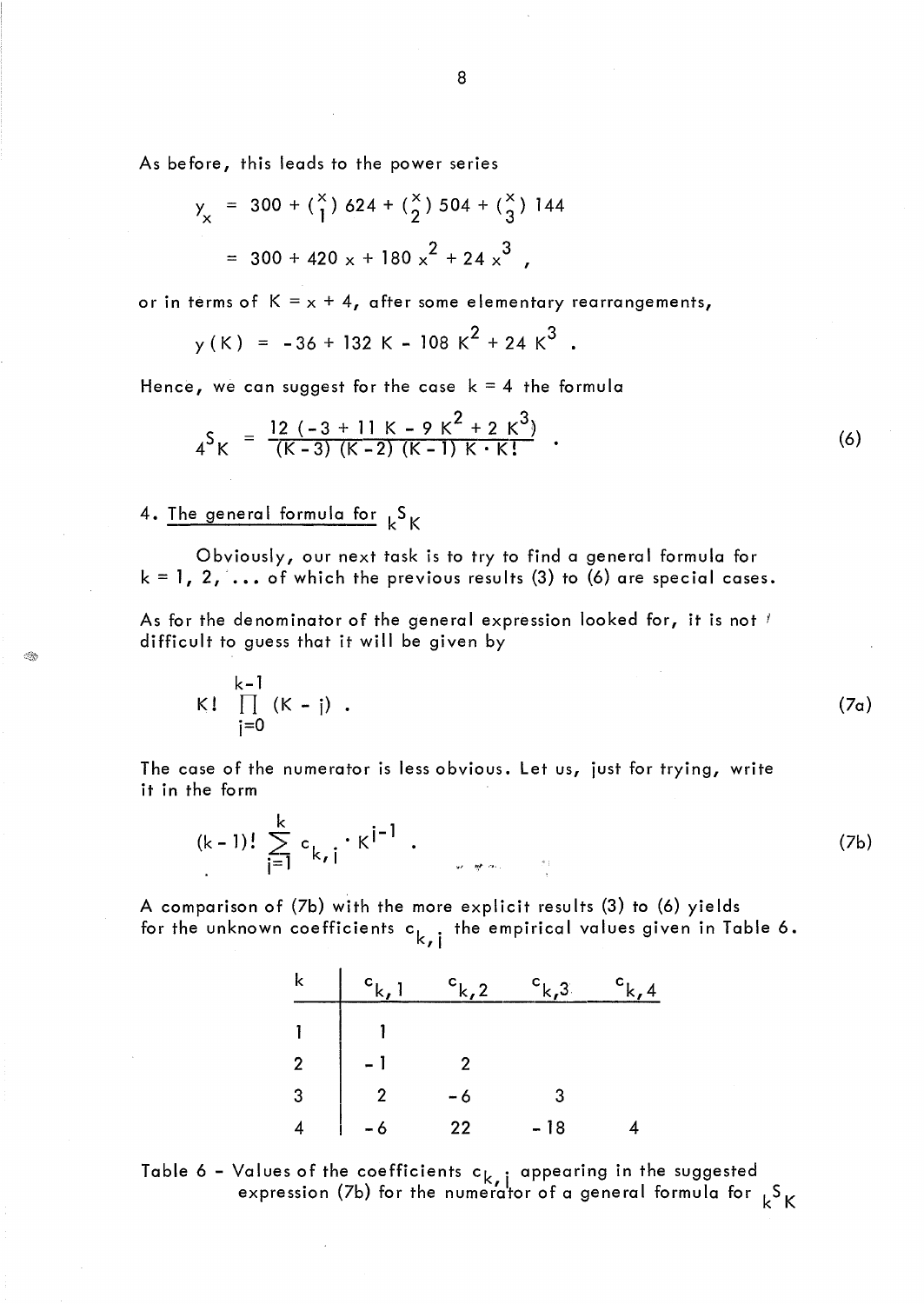As before, this leads to the power series

$$y_x = 300 + \binom{x}{1} 624 + \binom{x}{2} 504 + \binom{x}{3} 144$$

$$= 300 + 420\,x + 180\,x^2 + 24\,x^3 ,$$

or in terms of $K = x + 4$, after some elementary rearrangements,

$$y(K) = -36 + 132\,K - 108\,K^2 + 24\,K^3 .$$

Hence, we can suggest for the case $k = 4$ the formula

$${}_4S_K = \frac{12\,(-3 + 11\,K - 9\,K^2 + 2\,K^3)}{(K-3)\,(K-2)\,(K-1)\,K \cdot K!} . \tag{6}$$

## 4. The general formula for ${}_kS_K$

Obviously, our next task is to try to find a general formula for $k = 1, 2, \ldots$ of which the previous results (3) to (6) are special cases.

As for the denominator of the general expression looked for, it is not difficult to guess that it will be given by

$$K! \prod_{j=0}^{k-1} (K - j) . \tag{7a}$$

The case of the numerator is less obvious. Let us, just for trying, write it in the form

$$(k-1)! \sum_{i=1}^{k} c_{k,i} \cdot K^{i-1} . \tag{7b}$$

A comparison of (7b) with the more explicit results (3) to (6) yields for the unknown coefficients $c_{k,i}$ the empirical values given in Table 6.

| $k$ | $c_{k,1}$ | $c_{k,2}$ | $c_{k,3}$ | $c_{k,4}$ |
|---|---|---|---|---|
| 1 | 1 | | | |
| 2 | -1 | 2 | | |
| 3 | 2 | -6 | 3 | |
| 4 | -6 | 22 | -18 | 4 |

Table 6 - Values of the coefficients $c_{k,i}$ appearing in the suggested expression (7b) for the numerator of a general formula for ${}_kS_K$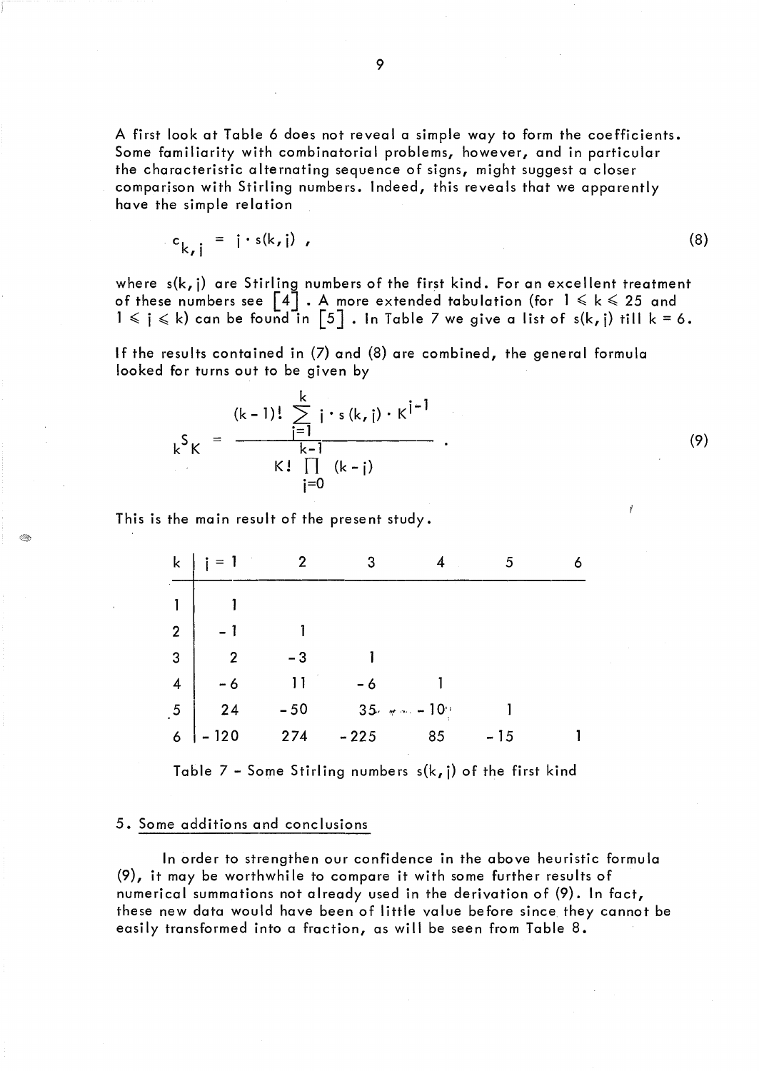A first look at Table 6 does not reveal a simple way to form the coefficients. Some familiarity with combinatorial problems, however, and in particular the characteristic alternating sequence of signs, might suggest a closer comparison with Stirling numbers. Indeed, this reveals that we apparently have the simple relation

$$c_{k,j} = j \cdot s(k,j) \; , \tag{8}$$

where $s(k,j)$ are Stirling numbers of the first kind. For an excellent treatment of these numbers see [4]. A more extended tabulation (for $1 \leqslant k \leqslant 25$ and $1 \leqslant j \leqslant k$) can be found in [5]. In Table 7 we give a list of $s(k,j)$ till $k = 6$.

If the results contained in (7) and (8) are combined, the general formula looked for turns out to be given by

$${}_kS_K = \frac{(k-1)! \sum\limits_{j=1}^{k} j \cdot s(k,j) \cdot K^{j-1}}{K! \prod\limits_{j=0}^{k-1} (k-j)} \; . \tag{9}$$

This is the main result of the present study.

| k | j = 1 | 2 | 3 | 4 | 5 | 6 |
|---|---|---|---|---|---|---|
| 1 | 1 | | | | | |
| 2 | -1 | 1 | | | | |
| 3 | 2 | -3 | 1 | | | |
| 4 | -6 | 11 | -6 | 1 | | |
| 5 | 24 | -50 | 35 | -10 | 1 | |
| 6 | -120 | 274 | -225 | 85 | -15 | 1 |

Table 7 - Some Stirling numbers $s(k,j)$ of the first kind

## 5. Some additions and conclusions

In order to strengthen our confidence in the above heuristic formula (9), it may be worthwhile to compare it with some further results of numerical summations not already used in the derivation of (9). In fact, these new data would have been of little value before since they cannot be easily transformed into a fraction, as will be seen from Table 8.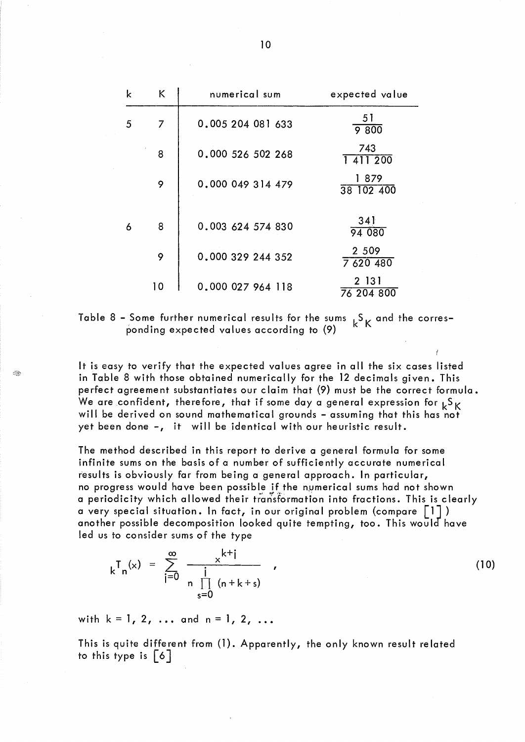| k | K | numerical sum | expected value |
|---|---|---|---|
| 5 | 7 | 0.005 204 081 633 | $\frac{51}{9\,800}$ |
| | 8 | 0.000 526 502 268 | $\frac{743}{1\,411\,200}$ |
| | 9 | 0.000 049 314 479 | $\frac{1\,879}{38\,102\,400}$ |
| 6 | 8 | 0.003 624 574 830 | $\frac{341}{94\,080}$ |
| | 9 | 0.000 329 244 352 | $\frac{2\,509}{7\,620\,480}$ |
| | 10 | 0.000 027 964 118 | $\frac{2\,131}{76\,204\,800}$ |

Table 8 - Some further numerical results for the sums ${}_kS_K$ and the corresponding expected values according to (9)

It is easy to verify that the expected values agree in all the six cases listed in Table 8 with those obtained numerically for the 12 decimals given. This perfect agreement substantiates our claim that (9) must be the correct formula. We are confident, therefore, that if some day a general expression for ${}_kS_K$ will be derived on sound mathematical grounds - assuming that this has not yet been done -, it will be identical with our heuristic result.

The method described in this report to derive a general formula for some infinite sums on the basis of a number of sufficiently accurate numerical results is obviously far from being a general approach. In particular, no progress would have been possible if the numerical sums had not shown a periodicity which allowed their transformation into fractions. This is clearly a very special situation. In fact, in our original problem (compare [1]) another possible decomposition looked quite tempting, too. This would have led us to consider sums of the type

$$ {}_kT_n(x) = \sum_{i=0}^{\infty} \frac{x^{k+i}}{n \prod_{s=0}^{i} (n+k+s)} , \tag{10} $$

with $k = 1, 2, \ldots$ and $n = 1, 2, \ldots$

This is quite different from (1). Apparently, the only known result related to this type is [6]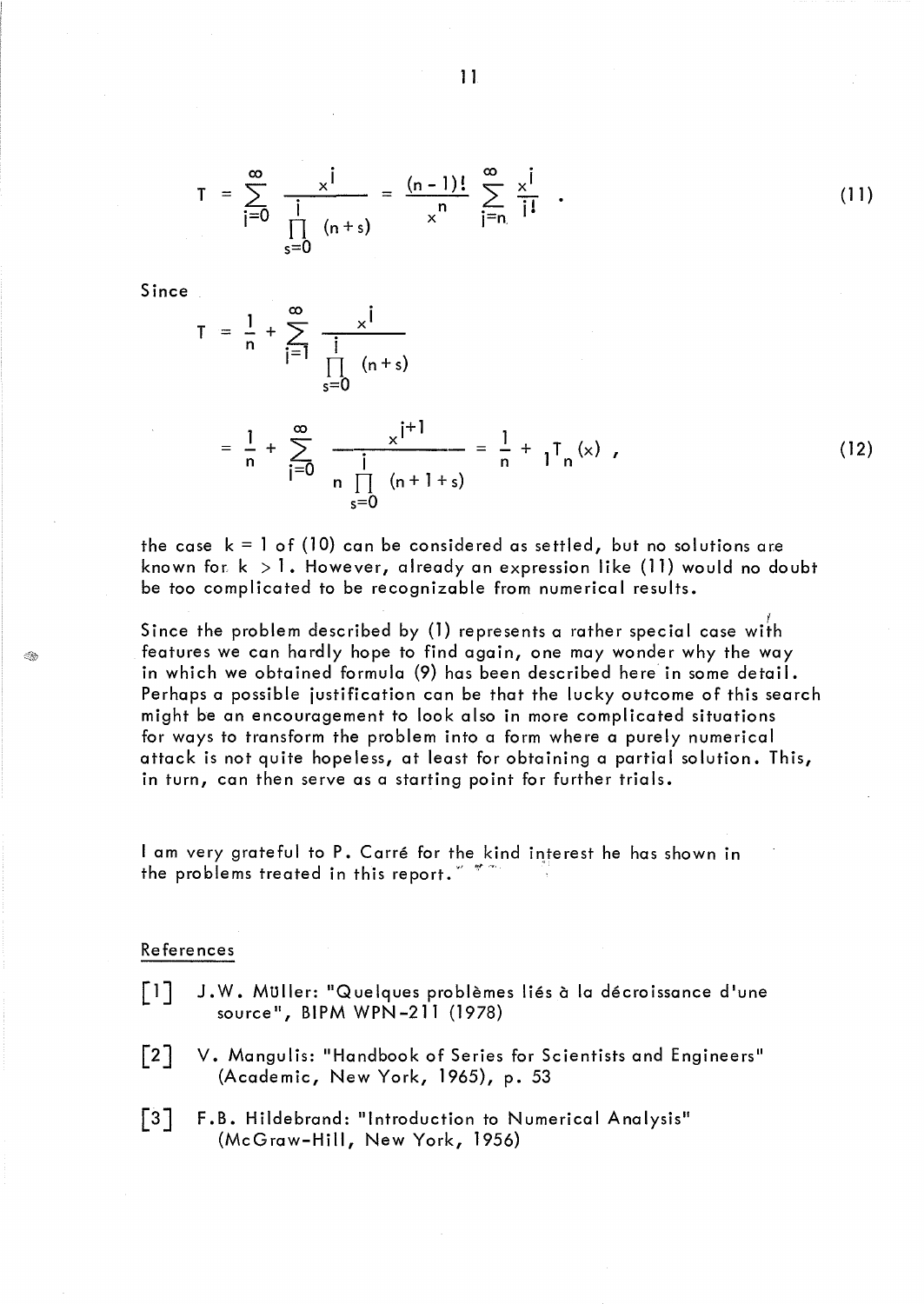$$T = \sum_{i=0}^{\infty} \frac{x^i}{\prod_{s=0}^{i} (n+s)} = \frac{(n-1)!}{x^n} \sum_{i=n}^{\infty} \frac{x^i}{i!} \ . \tag{11}$$

Since

$$T = \frac{1}{n} + \sum_{i=1}^{\infty} \frac{x^i}{\prod_{s=0}^{i} (n+s)}$$

$$= \frac{1}{n} + \sum_{i=0}^{\infty} \frac{x^{i+1}}{n \prod_{s=0}^{i} (n+1+s)} = \frac{1}{n} + {}_1T_n(x) \ , \tag{12}$$

the case $k = 1$ of (10) can be considered as settled, but no solutions are known for $k > 1$. However, already an expression like (11) would no doubt be too complicated to be recognizable from numerical results.

Since the problem described by (1) represents a rather special case with features we can hardly hope to find again, one may wonder why the way in which we obtained formula (9) has been described here in some detail. Perhaps a possible justification can be that the lucky outcome of this search might be an encouragement to look also in more complicated situations for ways to transform the problem into a form where a purely numerical attack is not quite hopeless, at least for obtaining a partial solution. This, in turn, can then serve as a starting point for further trials.

I am very grateful to P. Carré for the kind interest he has shown in the problems treated in this report.

## References

[1] J.W. Müller: "Quelques problèmes liés à la décroissance d'une source", BIPM WPN-211 (1978)

[2] V. Mangulis: "Handbook of Series for Scientists and Engineers" (Academic, New York, 1965), p. 53

[3] F.B. Hildebrand: "Introduction to Numerical Analysis" (McGraw-Hill, New York, 1956)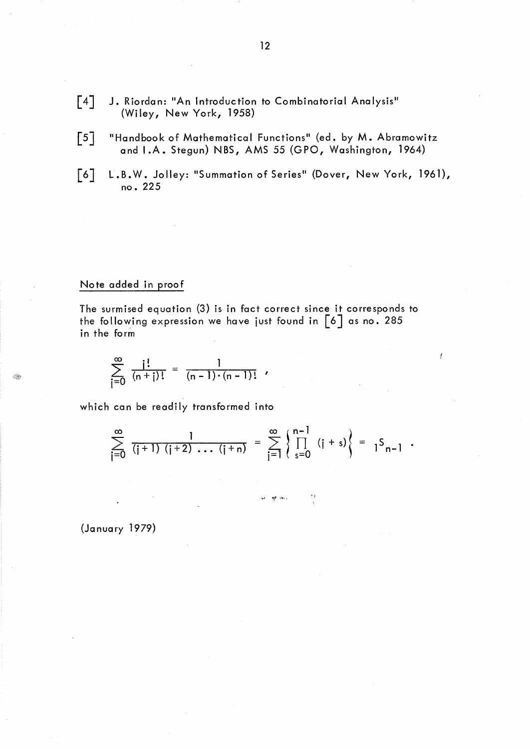[4] J. Riordan: "An Introduction to Combinatorial Analysis" (Wiley, New York, 1958)

[5] "Handbook of Mathematical Functions" (ed. by M. Abramowitz and I.A. Stegun) NBS, AMS 55 (GPO, Washington, 1964)

[6] L.B.W. Jolley: "Summation of Series" (Dover, New York, 1961), no. 225

## Note added in proof

The surmised equation (3) is in fact correct since it corresponds to the following expression we have just found in [6] as no. 285 in the form

$$\sum_{j=0}^{\infty} \frac{j!}{(n+j)!} = \frac{1}{(n-1)\cdot(n-1)!} \ ,$$

which can be readily transformed into

$$\sum_{j=0}^{\infty} \frac{1}{(j+1)\,(j+2)\,\ldots\,(j+n)} = \sum_{j=1}^{\infty} \left\{ \prod_{s=0}^{n-1} (j+s) \right\} = {}_1S_{n-1} \ .$$

(January 1979)